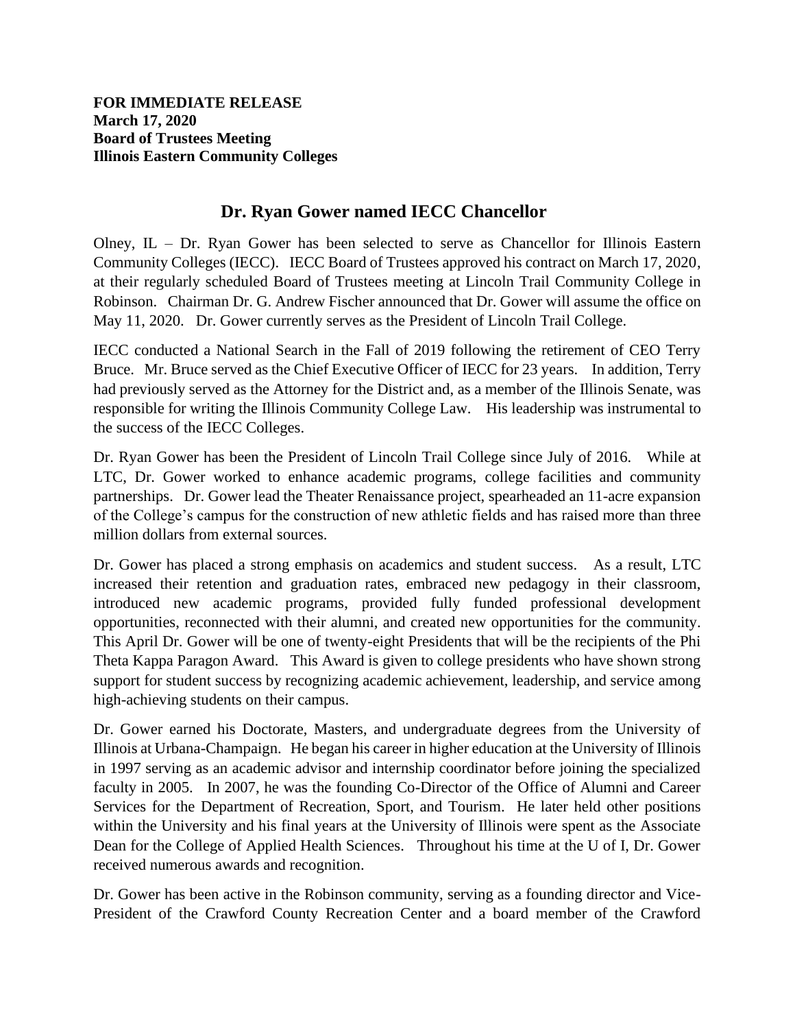**FOR IMMEDIATE RELEASE**
**March 17, 2020**
**Board of Trustees Meeting**
**Illinois Eastern Community Colleges**

# Dr. Ryan Gower named IECC Chancellor

Olney, IL – Dr. Ryan Gower has been selected to serve as Chancellor for Illinois Eastern Community Colleges (IECC). IECC Board of Trustees approved his contract on March 17, 2020, at their regularly scheduled Board of Trustees meeting at Lincoln Trail Community College in Robinson. Chairman Dr. G. Andrew Fischer announced that Dr. Gower will assume the office on May 11, 2020. Dr. Gower currently serves as the President of Lincoln Trail College.

IECC conducted a National Search in the Fall of 2019 following the retirement of CEO Terry Bruce. Mr. Bruce served as the Chief Executive Officer of IECC for 23 years. In addition, Terry had previously served as the Attorney for the District and, as a member of the Illinois Senate, was responsible for writing the Illinois Community College Law. His leadership was instrumental to the success of the IECC Colleges.

Dr. Ryan Gower has been the President of Lincoln Trail College since July of 2016. While at LTC, Dr. Gower worked to enhance academic programs, college facilities and community partnerships. Dr. Gower lead the Theater Renaissance project, spearheaded an 11-acre expansion of the College's campus for the construction of new athletic fields and has raised more than three million dollars from external sources.

Dr. Gower has placed a strong emphasis on academics and student success. As a result, LTC increased their retention and graduation rates, embraced new pedagogy in their classroom, introduced new academic programs, provided fully funded professional development opportunities, reconnected with their alumni, and created new opportunities for the community. This April Dr. Gower will be one of twenty-eight Presidents that will be the recipients of the Phi Theta Kappa Paragon Award. This Award is given to college presidents who have shown strong support for student success by recognizing academic achievement, leadership, and service among high-achieving students on their campus.

Dr. Gower earned his Doctorate, Masters, and undergraduate degrees from the University of Illinois at Urbana-Champaign. He began his career in higher education at the University of Illinois in 1997 serving as an academic advisor and internship coordinator before joining the specialized faculty in 2005. In 2007, he was the founding Co-Director of the Office of Alumni and Career Services for the Department of Recreation, Sport, and Tourism. He later held other positions within the University and his final years at the University of Illinois were spent as the Associate Dean for the College of Applied Health Sciences. Throughout his time at the U of I, Dr. Gower received numerous awards and recognition.

Dr. Gower has been active in the Robinson community, serving as a founding director and Vice-President of the Crawford County Recreation Center and a board member of the Crawford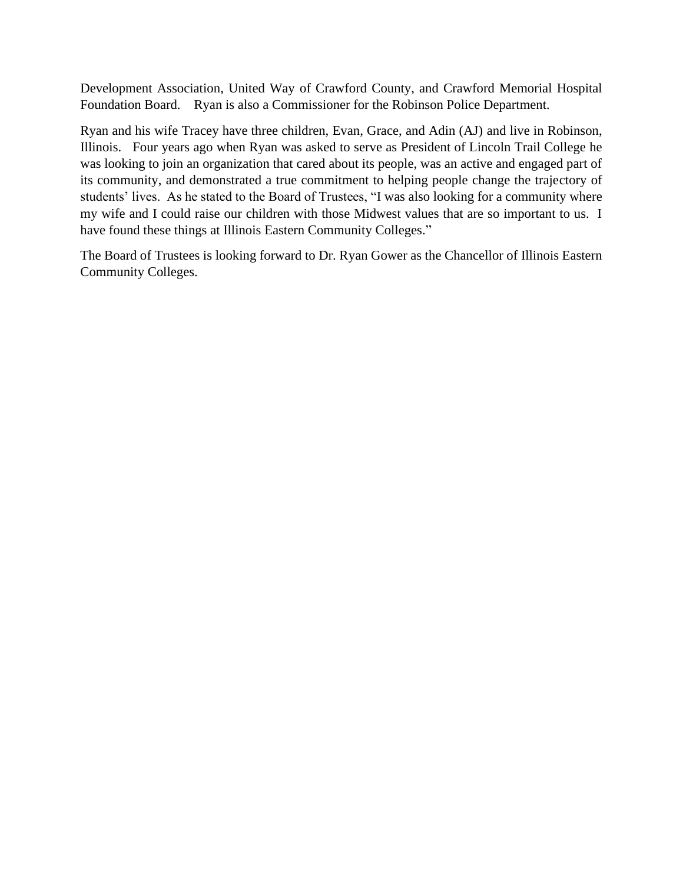Development Association, United Way of Crawford County, and Crawford Memorial Hospital Foundation Board. Ryan is also a Commissioner for the Robinson Police Department.

Ryan and his wife Tracey have three children, Evan, Grace, and Adin (AJ) and live in Robinson, Illinois. Four years ago when Ryan was asked to serve as President of Lincoln Trail College he was looking to join an organization that cared about its people, was an active and engaged part of its community, and demonstrated a true commitment to helping people change the trajectory of students' lives. As he stated to the Board of Trustees, "I was also looking for a community where my wife and I could raise our children with those Midwest values that are so important to us. I have found these things at Illinois Eastern Community Colleges."

The Board of Trustees is looking forward to Dr. Ryan Gower as the Chancellor of Illinois Eastern Community Colleges.